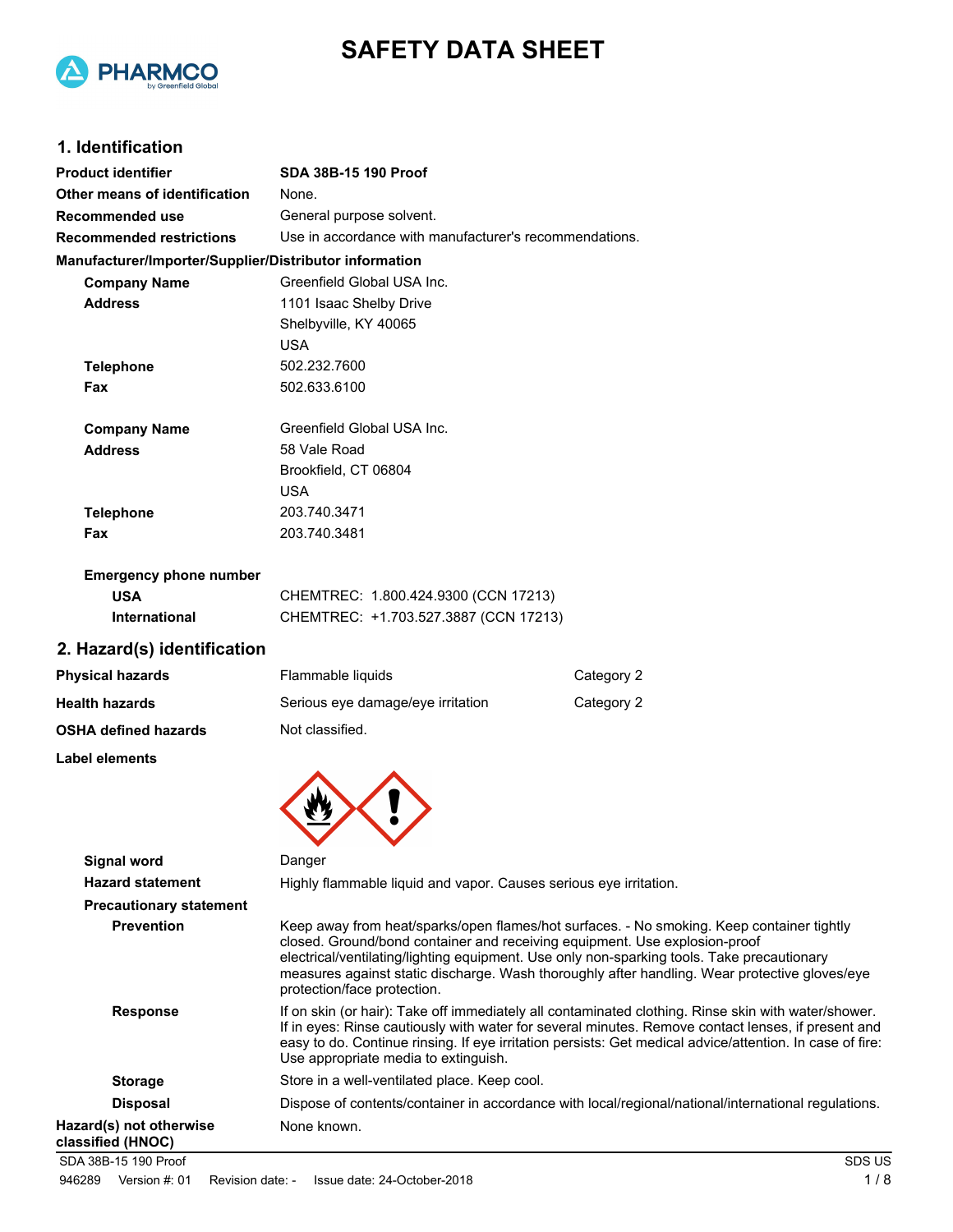# SAFETY DATA SHEET

## 1. Identification

**Product identifier** SDA 38B-15 190 Proof

**Other means of identification** None.

**Recommended use** General purpose solvent.

**Recommended restrictions** Use in accordance with manufacturer's recommendations.

**Manufacturer/Importer/Supplier/Distributor information**

**Company Name** Greenfield Global USA Inc.

**Address** 1101 Isaac Shelby Drive
Shelbyville, KY 40065
USA

**Telephone** 502.232.7600

**Fax** 502.633.6100

**Company Name** Greenfield Global USA Inc.

**Address** 58 Vale Road
Brookfield, CT 06804
USA

**Telephone** 203.740.3471

**Fax** 203.740.3481

**Emergency phone number**

**USA** CHEMTREC: 1.800.424.9300 (CCN 17213)

**International** CHEMTREC: +1.703.527.3887 (CCN 17213)

## 2. Hazard(s) identification

| | | |
|---|---|---|
| **Physical hazards** | Flammable liquids | Category 2 |
| **Health hazards** | Serious eye damage/eye irritation | Category 2 |
| **OSHA defined hazards** | Not classified. | |

**Label elements**

**Signal word** Danger

**Hazard statement** Highly flammable liquid and vapor. Causes serious eye irritation.

**Precautionary statement**

**Prevention** Keep away from heat/sparks/open flames/hot surfaces. - No smoking. Keep container tightly closed. Ground/bond container and receiving equipment. Use explosion-proof electrical/ventilating/lighting equipment. Use only non-sparking tools. Take precautionary measures against static discharge. Wash thoroughly after handling. Wear protective gloves/eye protection/face protection.

**Response** If on skin (or hair): Take off immediately all contaminated clothing. Rinse skin with water/shower. If in eyes: Rinse cautiously with water for several minutes. Remove contact lenses, if present and easy to do. Continue rinsing. If eye irritation persists: Get medical advice/attention. In case of fire: Use appropriate media to extinguish.

**Storage** Store in a well-ventilated place. Keep cool.

**Disposal** Dispose of contents/container in accordance with local/regional/national/international regulations.

**Hazard(s) not otherwise classified (HNOC)** None known.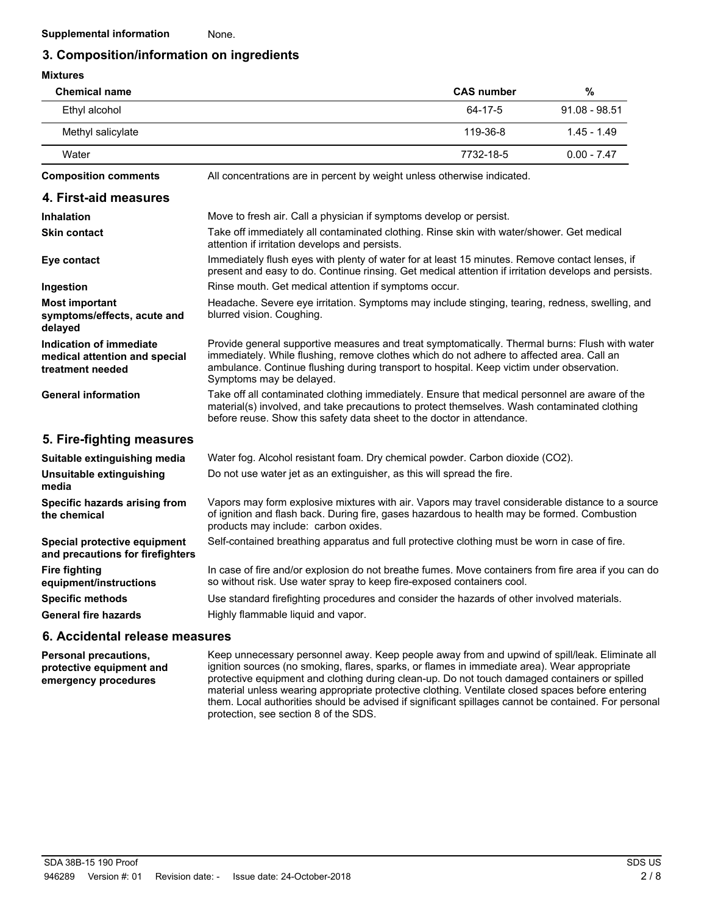**Supplemental information** None.

## 3. Composition/information on ingredients

**Mixtures**

| Chemical name | CAS number | % |
| --- | --- | --- |
| Ethyl alcohol | 64-17-5 | 91.08 - 98.51 |
| Methyl salicylate | 119-36-8 | 1.45 - 1.49 |
| Water | 7732-18-5 | 0.00 - 7.47 |

**Composition comments** All concentrations are in percent by weight unless otherwise indicated.

## 4. First-aid measures

**Inhalation** Move to fresh air. Call a physician if symptoms develop or persist.

**Skin contact** Take off immediately all contaminated clothing. Rinse skin with water/shower. Get medical attention if irritation develops and persists.

**Eye contact** Immediately flush eyes with plenty of water for at least 15 minutes. Remove contact lenses, if present and easy to do. Continue rinsing. Get medical attention if irritation develops and persists.

**Ingestion** Rinse mouth. Get medical attention if symptoms occur.

**Most important symptoms/effects, acute and delayed** Headache. Severe eye irritation. Symptoms may include stinging, tearing, redness, swelling, and blurred vision. Coughing.

**Indication of immediate medical attention and special treatment needed** Provide general supportive measures and treat symptomatically. Thermal burns: Flush with water immediately. While flushing, remove clothes which do not adhere to affected area. Call an ambulance. Continue flushing during transport to hospital. Keep victim under observation. Symptoms may be delayed.

**General information** Take off all contaminated clothing immediately. Ensure that medical personnel are aware of the material(s) involved, and take precautions to protect themselves. Wash contaminated clothing before reuse. Show this safety data sheet to the doctor in attendance.

## 5. Fire-fighting measures

**Suitable extinguishing media** Water fog. Alcohol resistant foam. Dry chemical powder. Carbon dioxide ($CO_2$).

**Unsuitable extinguishing media** Do not use water jet as an extinguisher, as this will spread the fire.

**Specific hazards arising from the chemical** Vapors may form explosive mixtures with air. Vapors may travel considerable distance to a source of ignition and flash back. During fire, gases hazardous to health may be formed. Combustion products may include: carbon oxides.

**Special protective equipment and precautions for firefighters** Self-contained breathing apparatus and full protective clothing must be worn in case of fire.

**Fire fighting equipment/instructions** In case of fire and/or explosion do not breathe fumes. Move containers from fire area if you can do so without risk. Use water spray to keep fire-exposed containers cool.

**Specific methods** Use standard firefighting procedures and consider the hazards of other involved materials.

**General fire hazards** Highly flammable liquid and vapor.

## 6. Accidental release measures

**Personal precautions, protective equipment and emergency procedures** Keep unnecessary personnel away. Keep people away from and upwind of spill/leak. Eliminate all ignition sources (no smoking, flares, sparks, or flames in immediate area). Wear appropriate protective equipment and clothing during clean-up. Do not touch damaged containers or spilled material unless wearing appropriate protective clothing. Ventilate closed spaces before entering them. Local authorities should be advised if significant spillages cannot be contained. For personal protection, see section 8 of the SDS.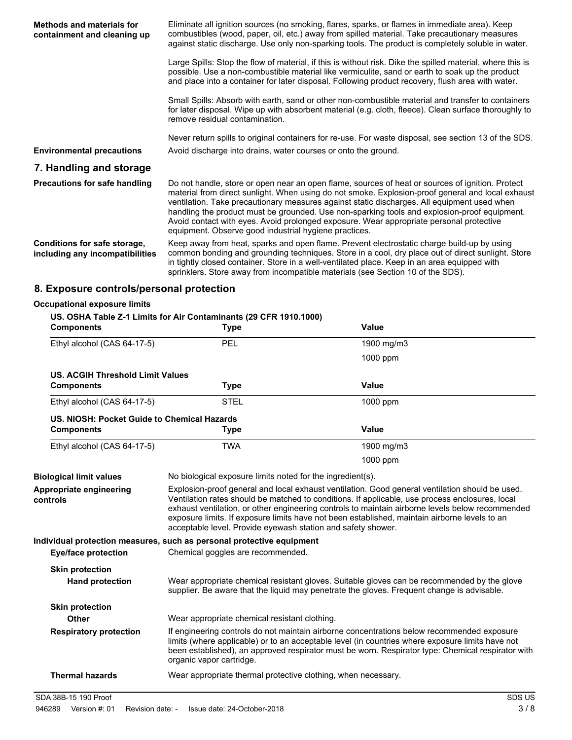**Methods and materials for containment and cleaning up**

Eliminate all ignition sources (no smoking, flares, sparks, or flames in immediate area). Keep combustibles (wood, paper, oil, etc.) away from spilled material. Take precautionary measures against static discharge. Use only non-sparking tools. The product is completely soluble in water.

Large Spills: Stop the flow of material, if this is without risk. Dike the spilled material, where this is possible. Use a non-combustible material like vermiculite, sand or earth to soak up the product and place into a container for later disposal. Following product recovery, flush area with water.

Small Spills: Absorb with earth, sand or other non-combustible material and transfer to containers for later disposal. Wipe up with absorbent material (e.g. cloth, fleece). Clean surface thoroughly to remove residual contamination.

Never return spills to original containers for re-use. For waste disposal, see section 13 of the SDS.

**Environmental precautions**

Avoid discharge into drains, water courses or onto the ground.

## 7. Handling and storage

**Precautions for safe handling**

Do not handle, store or open near an open flame, sources of heat or sources of ignition. Protect material from direct sunlight. When using do not smoke. Explosion-proof general and local exhaust ventilation. Take precautionary measures against static discharges. All equipment used when handling the product must be grounded. Use non-sparking tools and explosion-proof equipment. Avoid contact with eyes. Avoid prolonged exposure. Wear appropriate personal protective equipment. Observe good industrial hygiene practices.

**Conditions for safe storage, including any incompatibilities**

Keep away from heat, sparks and open flame. Prevent electrostatic charge build-up by using common bonding and grounding techniques. Store in a cool, dry place out of direct sunlight. Store in tightly closed container. Store in a well-ventilated place. Keep in an area equipped with sprinklers. Store away from incompatible materials (see Section 10 of the SDS).

## 8. Exposure controls/personal protection

**Occupational exposure limits**

**US. OSHA Table Z-1 Limits for Air Contaminants (29 CFR 1910.1000)**

| Components | Type | Value |
|---|---|---|
| Ethyl alcohol (CAS 64-17-5) | PEL | 1900 mg/m3 |
| | | 1000 ppm |

**US. ACGIH Threshold Limit Values**

| Components | Type | Value |
|---|---|---|
| Ethyl alcohol (CAS 64-17-5) | STEL | 1000 ppm |

**US. NIOSH: Pocket Guide to Chemical Hazards**

| Components | Type | Value |
|---|---|---|
| Ethyl alcohol (CAS 64-17-5) | TWA | 1900 mg/m3 |
| | | 1000 ppm |

**Biological limit values**

No biological exposure limits noted for the ingredient(s).

**Appropriate engineering controls**

Explosion-proof general and local exhaust ventilation. Good general ventilation should be used. Ventilation rates should be matched to conditions. If applicable, use process enclosures, local exhaust ventilation, or other engineering controls to maintain airborne levels below recommended exposure limits. If exposure limits have not been established, maintain airborne levels to an acceptable level. Provide eyewash station and safety shower.

**Individual protection measures, such as personal protective equipment**

**Eye/face protection**

Chemical goggles are recommended.

**Skin protection**

**Hand protection**

Wear appropriate chemical resistant gloves. Suitable gloves can be recommended by the glove supplier. Be aware that the liquid may penetrate the gloves. Frequent change is advisable.

**Skin protection**

**Other**

Wear appropriate chemical resistant clothing.

**Respiratory protection**

If engineering controls do not maintain airborne concentrations below recommended exposure limits (where applicable) or to an acceptable level (in countries where exposure limits have not been established), an approved respirator must be worn. Respirator type: Chemical respirator with organic vapor cartridge.

**Thermal hazards**

Wear appropriate thermal protective clothing, when necessary.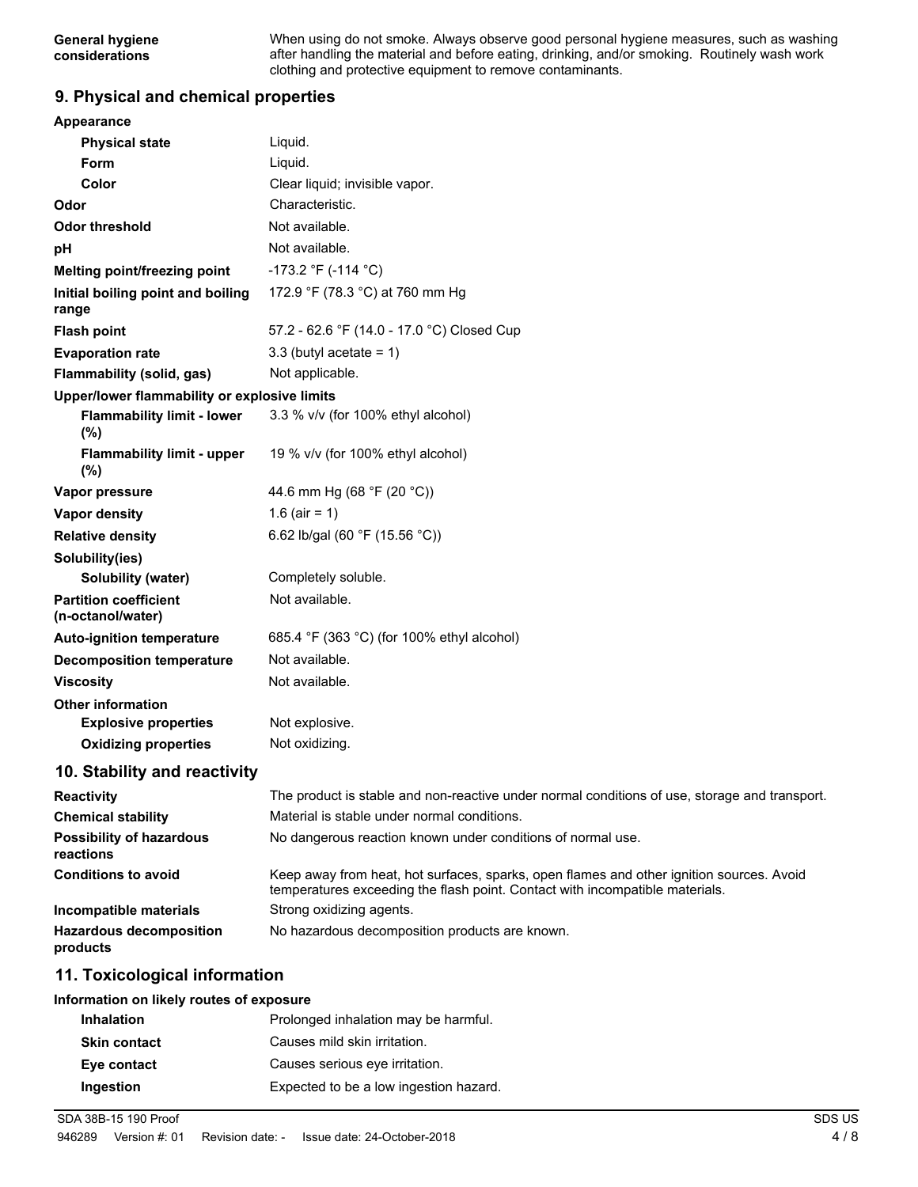| | |
|---|---|
| **General hygiene considerations** | When using do not smoke. Always observe good personal hygiene measures, such as washing after handling the material and before eating, drinking, and/or smoking. Routinely wash work clothing and protective equipment to remove contaminants. |

## 9. Physical and chemical properties

| | |
|---|---|
| **Appearance** | |
| **Physical state** | Liquid. |
| **Form** | Liquid. |
| **Color** | Clear liquid; invisible vapor. |
| **Odor** | Characteristic. |
| **Odor threshold** | Not available. |
| **pH** | Not available. |
| **Melting point/freezing point** | -173.2 °F (-114 °C) |
| **Initial boiling point and boiling range** | 172.9 °F (78.3 °C) at 760 mm Hg |
| **Flash point** | 57.2 - 62.6 °F (14.0 - 17.0 °C) Closed Cup |
| **Evaporation rate** | 3.3 (butyl acetate = 1) |
| **Flammability (solid, gas)** | Not applicable. |
| **Upper/lower flammability or explosive limits** | |
| **Flammability limit - lower (%)** | 3.3 % v/v (for 100% ethyl alcohol) |
| **Flammability limit - upper (%)** | 19 % v/v (for 100% ethyl alcohol) |
| **Vapor pressure** | 44.6 mm Hg (68 °F (20 °C)) |
| **Vapor density** | 1.6 (air = 1) |
| **Relative density** | 6.62 lb/gal (60 °F (15.56 °C)) |
| **Solubility(ies)** | |
| **Solubility (water)** | Completely soluble. |
| **Partition coefficient (n-octanol/water)** | Not available. |
| **Auto-ignition temperature** | 685.4 °F (363 °C) (for 100% ethyl alcohol) |
| **Decomposition temperature** | Not available. |
| **Viscosity** | Not available. |
| **Other information** | |
| **Explosive properties** | Not explosive. |
| **Oxidizing properties** | Not oxidizing. |

## 10. Stability and reactivity

| | |
|---|---|
| **Reactivity** | The product is stable and non-reactive under normal conditions of use, storage and transport. |
| **Chemical stability** | Material is stable under normal conditions. |
| **Possibility of hazardous reactions** | No dangerous reaction known under conditions of normal use. |
| **Conditions to avoid** | Keep away from heat, hot surfaces, sparks, open flames and other ignition sources. Avoid temperatures exceeding the flash point. Contact with incompatible materials. |
| **Incompatible materials** | Strong oxidizing agents. |
| **Hazardous decomposition products** | No hazardous decomposition products are known. |

## 11. Toxicological information

**Information on likely routes of exposure**

| | |
|---|---|
| **Inhalation** | Prolonged inhalation may be harmful. |
| **Skin contact** | Causes mild skin irritation. |
| **Eye contact** | Causes serious eye irritation. |
| **Ingestion** | Expected to be a low ingestion hazard. |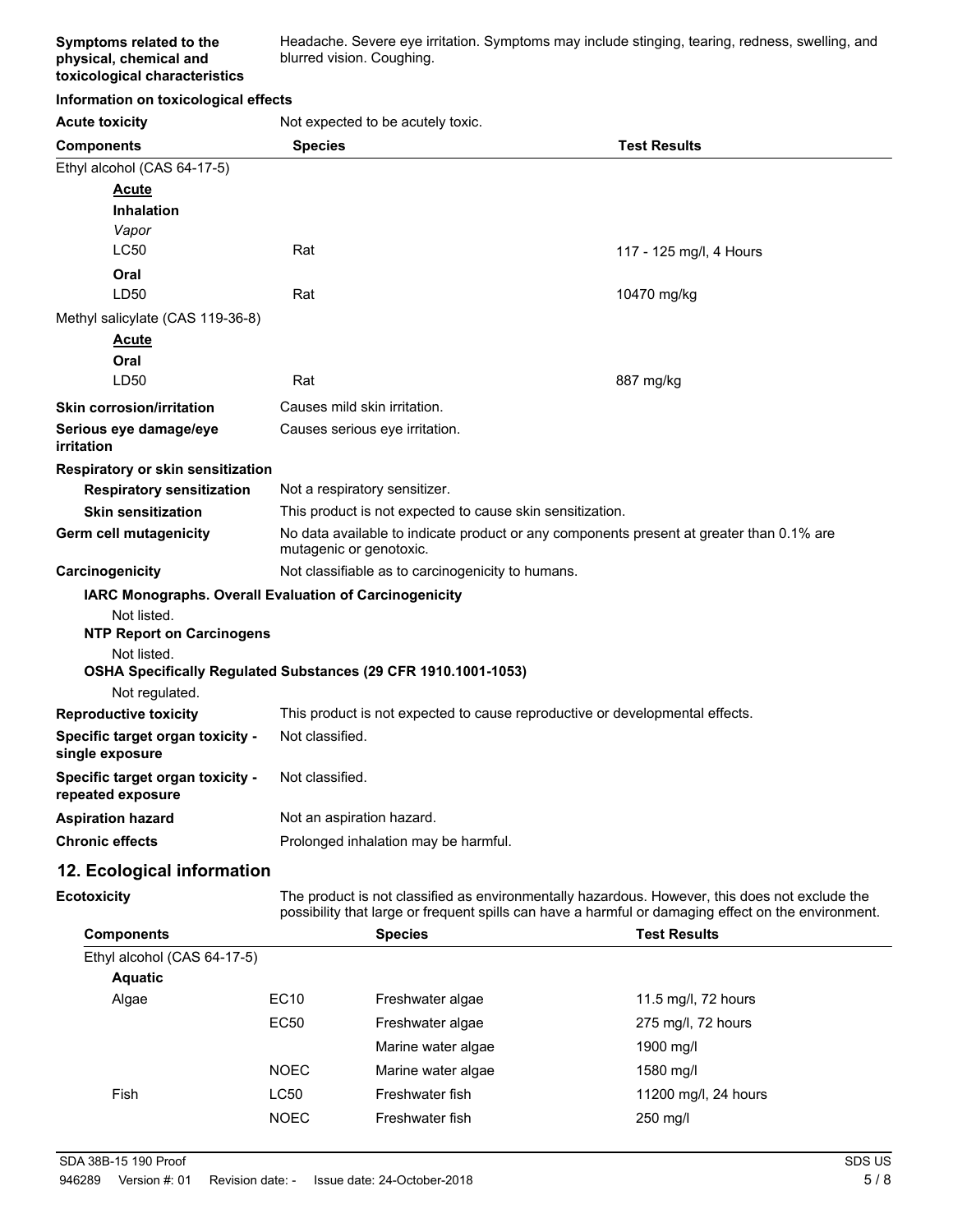| | |
|---|---|
| **Symptoms related to the physical, chemical and toxicological characteristics** | Headache. Severe eye irritation. Symptoms may include stinging, tearing, redness, swelling, and blurred vision. Coughing. |

**Information on toxicological effects**

| | |
|---|---|
| **Acute toxicity** | Not expected to be acutely toxic. |

| Components | Species | Test Results |
|---|---|---|
| Ethyl alcohol (CAS 64-17-5) | | |
| **Acute** | | |
| **Inhalation** | | |
| *Vapor* | | |
| LC50 | Rat | 117 - 125 mg/l, 4 Hours |
| **Oral** | | |
| LD50 | Rat | 10470 mg/kg |
| Methyl salicylate (CAS 119-36-8) | | |
| **Acute** | | |
| **Oral** | | |
| LD50 | Rat | 887 mg/kg |

| | |
|---|---|
| **Skin corrosion/irritation** | Causes mild skin irritation. |
| **Serious eye damage/eye irritation** | Causes serious eye irritation. |
| **Respiratory or skin sensitization** | |
| **Respiratory sensitization** | Not a respiratory sensitizer. |
| **Skin sensitization** | This product is not expected to cause skin sensitization. |
| **Germ cell mutagenicity** | No data available to indicate product or any components present at greater than 0.1% are mutagenic or genotoxic. |
| **Carcinogenicity** | Not classifiable as to carcinogenicity to humans. |

**IARC Monographs. Overall Evaluation of Carcinogenicity**

Not listed.

**NTP Report on Carcinogens**

Not listed.

**OSHA Specifically Regulated Substances (29 CFR 1910.1001-1053)**

Not regulated.

| | |
|---|---|
| **Reproductive toxicity** | This product is not expected to cause reproductive or developmental effects. |
| **Specific target organ toxicity - single exposure** | Not classified. |
| **Specific target organ toxicity - repeated exposure** | Not classified. |
| **Aspiration hazard** | Not an aspiration hazard. |
| **Chronic effects** | Prolonged inhalation may be harmful. |

## 12. Ecological information

| | |
|---|---|
| **Ecotoxicity** | The product is not classified as environmentally hazardous. However, this does not exclude the possibility that large or frequent spills can have a harmful or damaging effect on the environment. |

| Components | | Species | Test Results |
|---|---|---|---|
| Ethyl alcohol (CAS 64-17-5) | | | |
| **Aquatic** | | | |
| Algae | EC10 | Freshwater algae | 11.5 mg/l, 72 hours |
| | EC50 | Freshwater algae | 275 mg/l, 72 hours |
| | | Marine water algae | 1900 mg/l |
| | NOEC | Marine water algae | 1580 mg/l |
| Fish | LC50 | Freshwater fish | 11200 mg/l, 24 hours |
| | NOEC | Freshwater fish | 250 mg/l |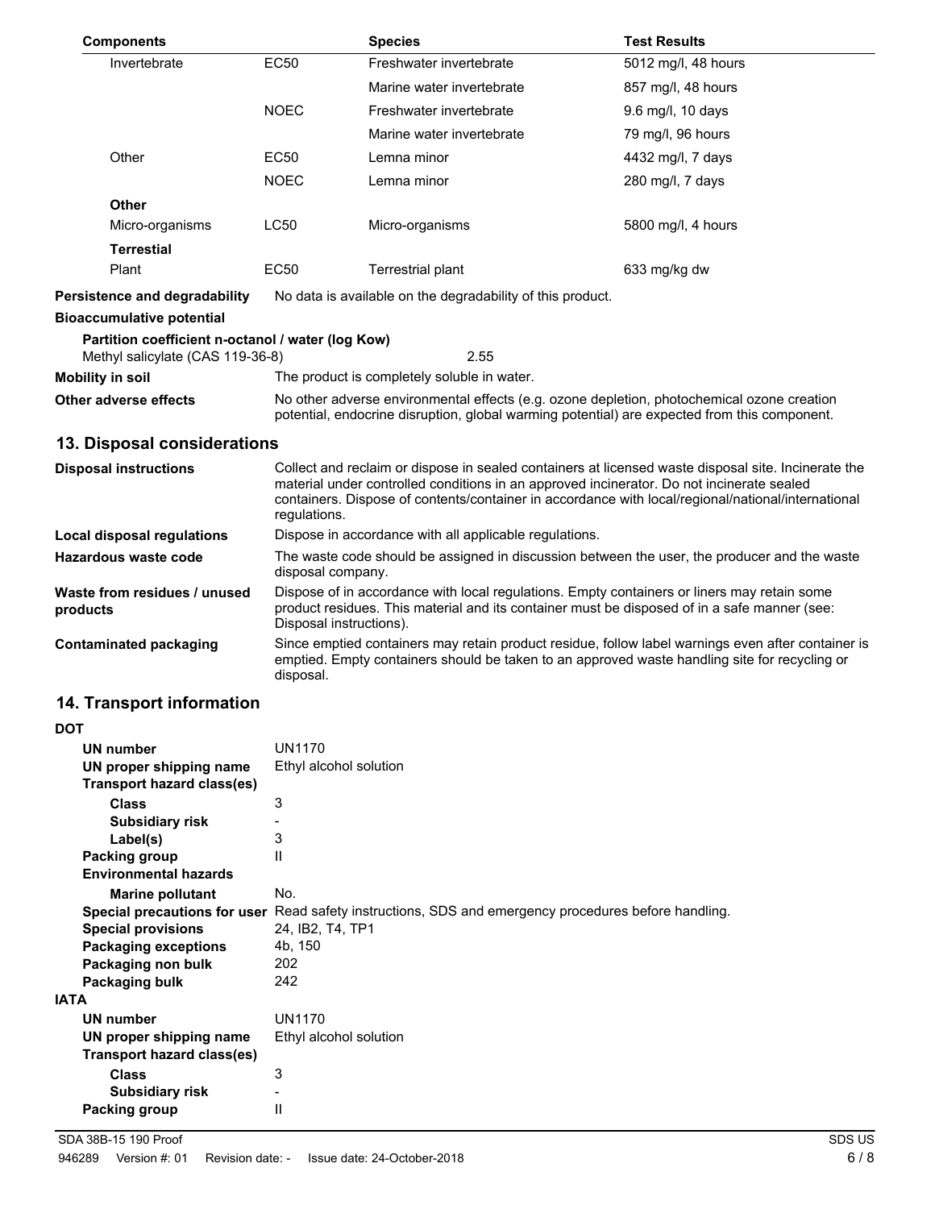| Components | | Species | Test Results |
|---|---|---|---|
| Invertebrate | EC50 | Freshwater invertebrate | 5012 mg/l, 48 hours |
| | | Marine water invertebrate | 857 mg/l, 48 hours |
| | NOEC | Freshwater invertebrate | 9.6 mg/l, 10 days |
| | | Marine water invertebrate | 79 mg/l, 96 hours |
| Other | EC50 | Lemna minor | 4432 mg/l, 7 days |
| | NOEC | Lemna minor | 280 mg/l, 7 days |
| **Other** | | | |
| Micro-organisms | LC50 | Micro-organisms | 5800 mg/l, 4 hours |
| **Terrestial** | | | |
| Plant | EC50 | Terrestrial plant | 633 mg/kg dw |

**Persistence and degradability** No data is available on the degradability of this product.

**Bioaccumulative potential**

**Partition coefficient n-octanol / water (log Kow)**

Methyl salicylate (CAS 119-36-8) 2.55

**Mobility in soil** The product is completely soluble in water.

**Other adverse effects** No other adverse environmental effects (e.g. ozone depletion, photochemical ozone creation potential, endocrine disruption, global warming potential) are expected from this component.

## 13. Disposal considerations

**Disposal instructions** Collect and reclaim or dispose in sealed containers at licensed waste disposal site. Incinerate the material under controlled conditions in an approved incinerator. Do not incinerate sealed containers. Dispose of contents/container in accordance with local/regional/national/international regulations.

**Local disposal regulations** Dispose in accordance with all applicable regulations.

**Hazardous waste code** The waste code should be assigned in discussion between the user, the producer and the waste disposal company.

**Waste from residues / unused products** Dispose of in accordance with local regulations. Empty containers or liners may retain some product residues. This material and its container must be disposed of in a safe manner (see: Disposal instructions).

**Contaminated packaging** Since emptied containers may retain product residue, follow label warnings even after container is emptied. Empty containers should be taken to an approved waste handling site for recycling or disposal.

## 14. Transport information

**DOT**

**UN number** UN1170

**UN proper shipping name** Ethyl alcohol solution

**Transport hazard class(es)**

**Class** 3

**Subsidiary risk** -

**Label(s)** 3

**Packing group** II

**Environmental hazards**

**Marine pollutant** No.

**Special precautions for user** Read safety instructions, SDS and emergency procedures before handling.

**Special provisions** 24, IB2, T4, TP1

**Packaging exceptions** 4b, 150

**Packaging non bulk** 202

**Packaging bulk** 242

**IATA**

**UN number** UN1170

**UN proper shipping name** Ethyl alcohol solution

**Transport hazard class(es)**

**Class** 3

**Subsidiary risk** -

**Packing group** II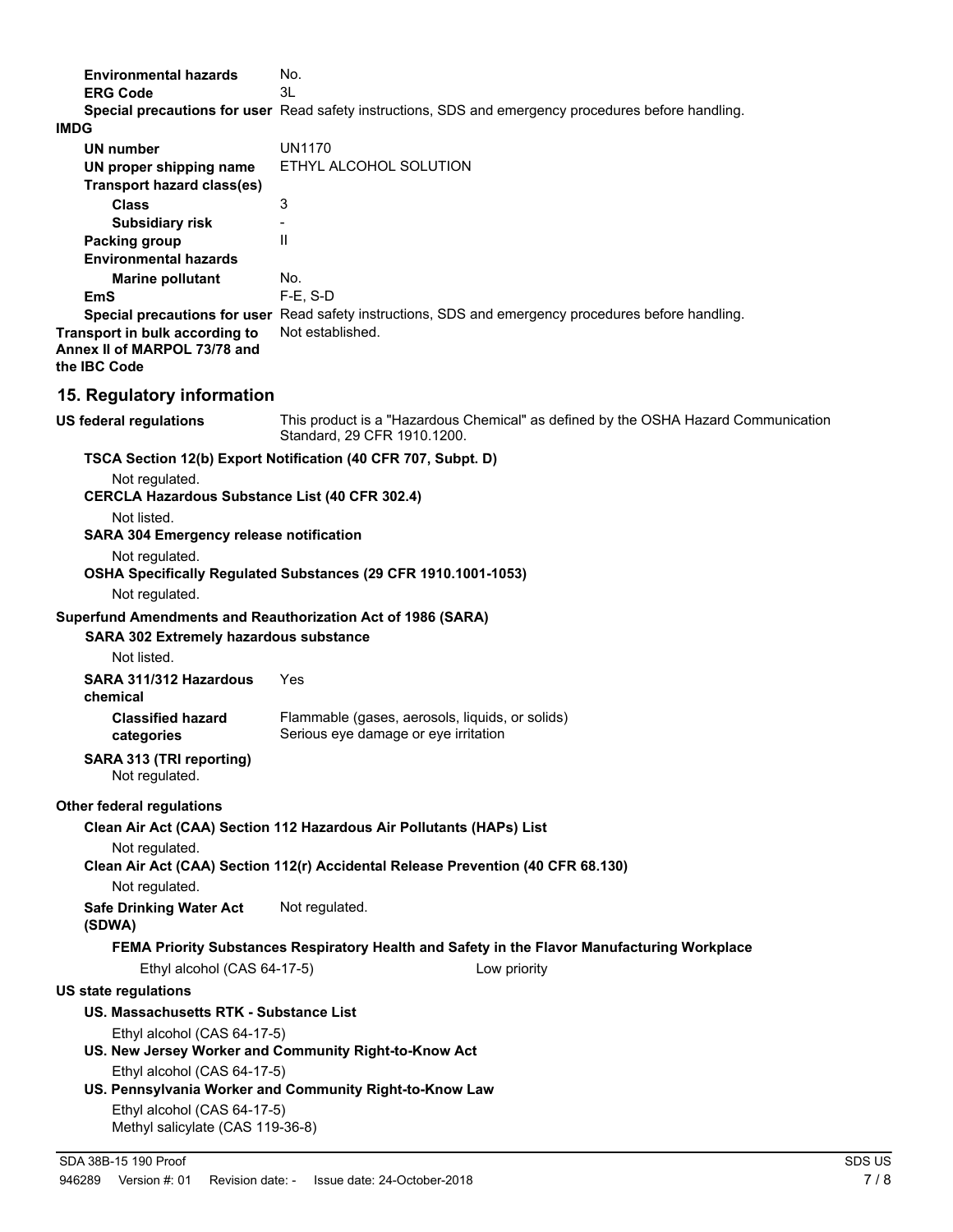**Environmental hazards** No.

**ERG Code** 3L

**Special precautions for user** Read safety instructions, SDS and emergency procedures before handling.

**IMDG**

**UN number** UN1170

**UN proper shipping name** ETHYL ALCOHOL SOLUTION

**Transport hazard class(es)**

**Class** 3

**Subsidiary risk** -

**Packing group** II

**Environmental hazards**

**Marine pollutant** No.

**EmS** F-E, S-D

**Special precautions for user** Read safety instructions, SDS and emergency procedures before handling.

**Transport in bulk according to Annex II of MARPOL 73/78 and the IBC Code** Not established.

## 15. Regulatory information

**US federal regulations** This product is a "Hazardous Chemical" as defined by the OSHA Hazard Communication Standard, 29 CFR 1910.1200.

**TSCA Section 12(b) Export Notification (40 CFR 707, Subpt. D)**

Not regulated.

**CERCLA Hazardous Substance List (40 CFR 302.4)**

Not listed.

**SARA 304 Emergency release notification**

Not regulated.

**OSHA Specifically Regulated Substances (29 CFR 1910.1001-1053)**

Not regulated.

**Superfund Amendments and Reauthorization Act of 1986 (SARA)**

**SARA 302 Extremely hazardous substance**

Not listed.

**SARA 311/312 Hazardous chemical** Yes

**Classified hazard categories** Flammable (gases, aerosols, liquids, or solids)
Serious eye damage or eye irritation

**SARA 313 (TRI reporting)**
Not regulated.

**Other federal regulations**

**Clean Air Act (CAA) Section 112 Hazardous Air Pollutants (HAPs) List**

Not regulated.

**Clean Air Act (CAA) Section 112(r) Accidental Release Prevention (40 CFR 68.130)**

Not regulated.

**Safe Drinking Water Act (SDWA)** Not regulated.

**FEMA Priority Substances Respiratory Health and Safety in the Flavor Manufacturing Workplace**

Ethyl alcohol (CAS 64-17-5) Low priority

**US state regulations**

**US. Massachusetts RTK - Substance List**

Ethyl alcohol (CAS 64-17-5)

**US. New Jersey Worker and Community Right-to-Know Act**

Ethyl alcohol (CAS 64-17-5)

**US. Pennsylvania Worker and Community Right-to-Know Law**

Ethyl alcohol (CAS 64-17-5)
Methyl salicylate (CAS 119-36-8)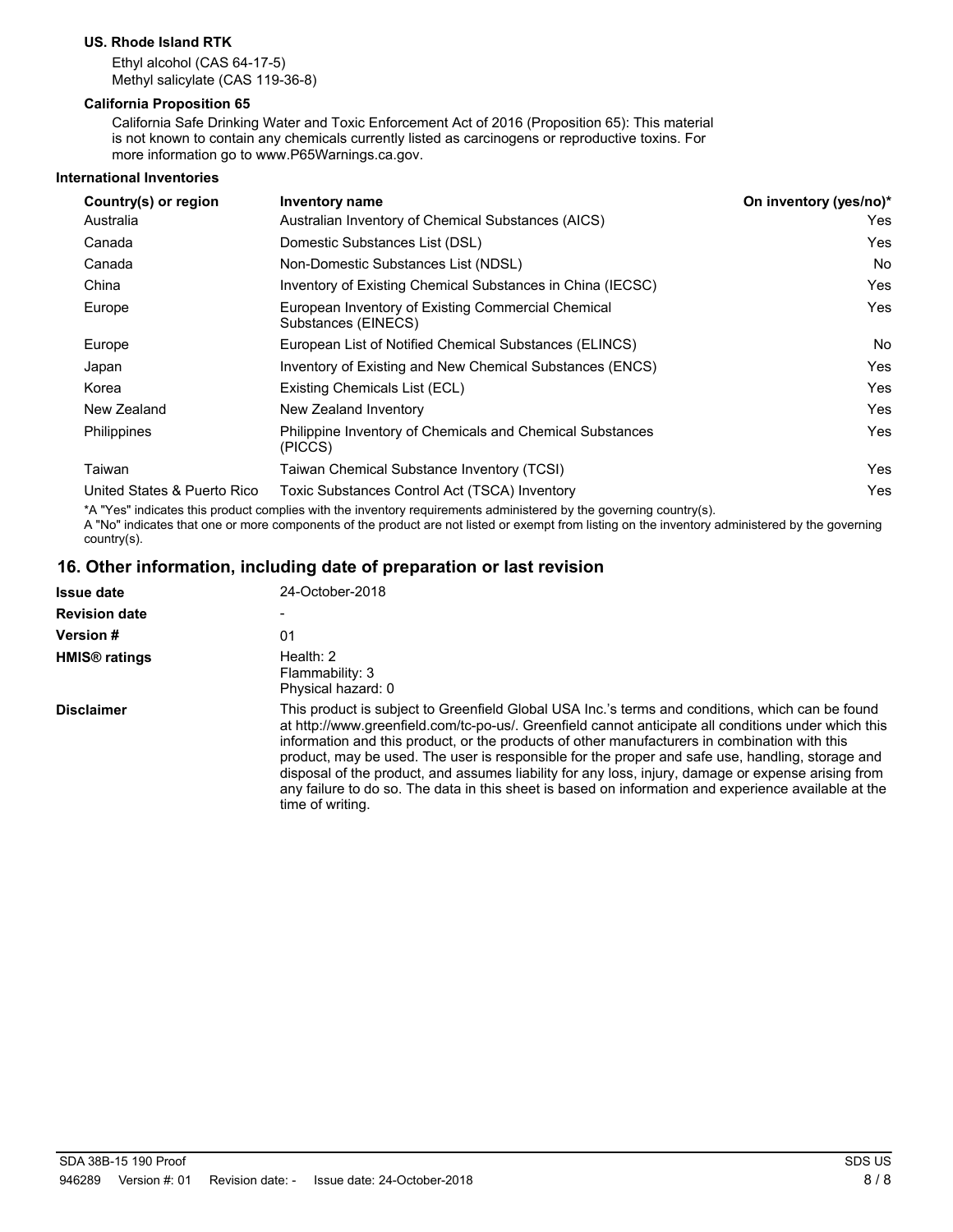**US. Rhode Island RTK**

Ethyl alcohol (CAS 64-17-5)
Methyl salicylate (CAS 119-36-8)

**California Proposition 65**

California Safe Drinking Water and Toxic Enforcement Act of 2016 (Proposition 65): This material is not known to contain any chemicals currently listed as carcinogens or reproductive toxins. For more information go to www.P65Warnings.ca.gov.

**International Inventories**

| Country(s) or region | Inventory name | On inventory (yes/no)* |
|---|---|---|
| Australia | Australian Inventory of Chemical Substances (AICS) | Yes |
| Canada | Domestic Substances List (DSL) | Yes |
| Canada | Non-Domestic Substances List (NDSL) | No |
| China | Inventory of Existing Chemical Substances in China (IECSC) | Yes |
| Europe | European Inventory of Existing Commercial Chemical Substances (EINECS) | Yes |
| Europe | European List of Notified Chemical Substances (ELINCS) | No |
| Japan | Inventory of Existing and New Chemical Substances (ENCS) | Yes |
| Korea | Existing Chemicals List (ECL) | Yes |
| New Zealand | New Zealand Inventory | Yes |
| Philippines | Philippine Inventory of Chemicals and Chemical Substances (PICCS) | Yes |
| Taiwan | Taiwan Chemical Substance Inventory (TCSI) | Yes |
| United States & Puerto Rico | Toxic Substances Control Act (TSCA) Inventory | Yes |

*A "Yes" indicates this product complies with the inventory requirements administered by the governing country(s).
A "No" indicates that one or more components of the product are not listed or exempt from listing on the inventory administered by the governing country(s).

## 16. Other information, including date of preparation or last revision

**Issue date** 24-October-2018

**Revision date** -

**Version #** 01

**HMIS® ratings**
Health: 2
Flammability: 3
Physical hazard: 0

**Disclaimer**
This product is subject to Greenfield Global USA Inc.'s terms and conditions, which can be found at http://www.greenfield.com/tc-po-us/. Greenfield cannot anticipate all conditions under which this information and this product, or the products of other manufacturers in combination with this product, may be used. The user is responsible for the proper and safe use, handling, storage and disposal of the product, and assumes liability for any loss, injury, damage or expense arising from any failure to do so. The data in this sheet is based on information and experience available at the time of writing.